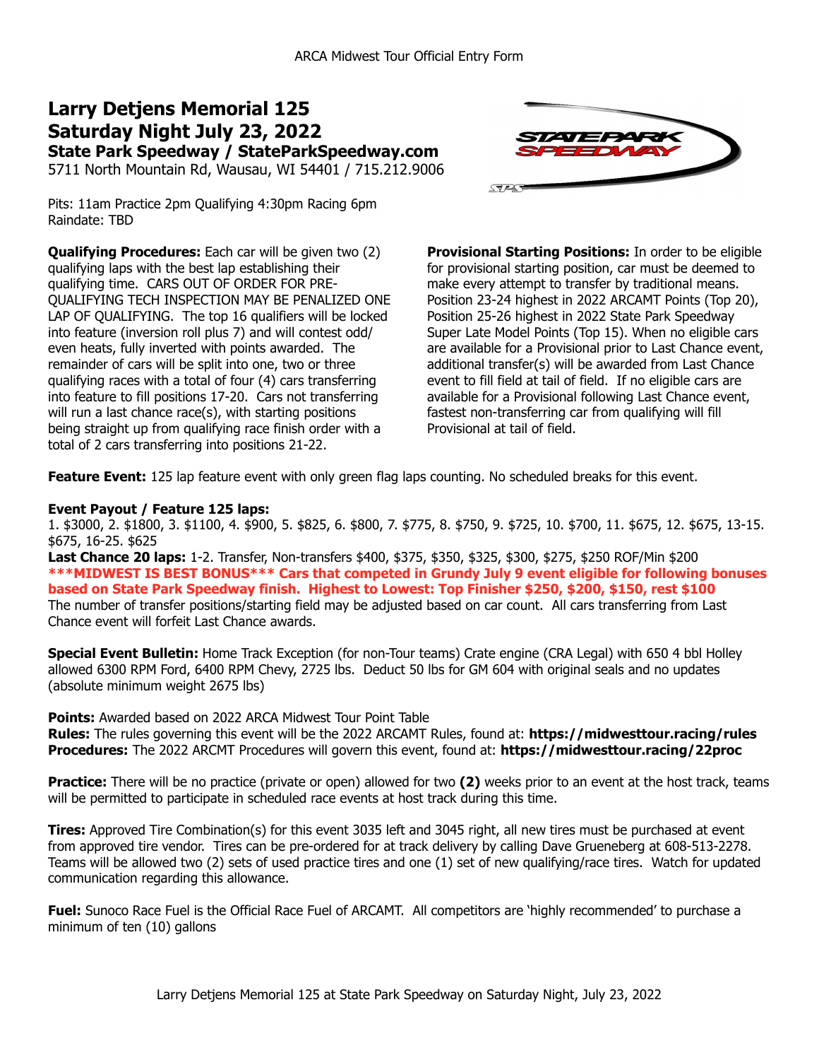ARCA Midwest Tour Official Entry Form

# Larry Detjens Memorial 125
# Saturday Night July 23, 2022
## State Park Speedway / StateParkSpeedway.com

5711 North Mountain Rd, Wausau, WI 54401 / 715.212.9006

Pits: 11am Practice 2pm Qualifying 4:30pm Racing 6pm
Raindate: TBD

**Qualifying Procedures:** Each car will be given two (2) qualifying laps with the best lap establishing their qualifying time. CARS OUT OF ORDER FOR PRE-QUALIFYING TECH INSPECTION MAY BE PENALIZED ONE LAP OF QUALIFYING. The top 16 qualifiers will be locked into feature (inversion roll plus 7) and will contest odd/even heats, fully inverted with points awarded. The remainder of cars will be split into one, two or three qualifying races with a total of four (4) cars transferring into feature to fill positions 17-20. Cars not transferring will run a last chance race(s), with starting positions being straight up from qualifying race finish order with a total of 2 cars transferring into positions 21-22.

**Provisional Starting Positions:** In order to be eligible for provisional starting position, car must be deemed to make every attempt to transfer by traditional means. Position 23-24 highest in 2022 ARCAMT Points (Top 20), Position 25-26 highest in 2022 State Park Speedway Super Late Model Points (Top 15). When no eligible cars are available for a Provisional prior to Last Chance event, additional transfer(s) will be awarded from Last Chance event to fill field at tail of field. If no eligible cars are available for a Provisional following Last Chance event, fastest non-transferring car from qualifying will fill Provisional at tail of field.

**Feature Event:** 125 lap feature event with only green flag laps counting. No scheduled breaks for this event.

**Event Payout / Feature 125 laps:**
1. $3000, 2. $1800, 3. $1100, 4. $900, 5. $825, 6. $800, 7. $775, 8. $750, 9. $725, 10. $700, 11. $675, 12. $675, 13-15. $675, 16-25. $625

**Last Chance 20 laps:** 1-2. Transfer, Non-transfers $400, $375, $350, $325, $300, $275, $250 ROF/Min $200

**\*\*\*MIDWEST IS BEST BONUS\*\*\* Cars that competed in Grundy July 9 event eligible for following bonuses based on State Park Speedway finish. Highest to Lowest: Top Finisher $250, $200, $150, rest $100**

The number of transfer positions/starting field may be adjusted based on car count. All cars transferring from Last Chance event will forfeit Last Chance awards.

**Special Event Bulletin:** Home Track Exception (for non-Tour teams) Crate engine (CRA Legal) with 650 4 bbl Holley allowed 6300 RPM Ford, 6400 RPM Chevy, 2725 lbs. Deduct 50 lbs for GM 604 with original seals and no updates (absolute minimum weight 2675 lbs)

**Points:** Awarded based on 2022 ARCA Midwest Tour Point Table
**Rules:** The rules governing this event will be the 2022 ARCAMT Rules, found at: **https://midwesttour.racing/rules**
**Procedures:** The 2022 ARCMT Procedures will govern this event, found at: **https://midwesttour.racing/22proc**

**Practice:** There will be no practice (private or open) allowed for two **(2)** weeks prior to an event at the host track, teams will be permitted to participate in scheduled race events at host track during this time.

**Tires:** Approved Tire Combination(s) for this event 3035 left and 3045 right, all new tires must be purchased at event from approved tire vendor. Tires can be pre-ordered for at track delivery by calling Dave Grueneberg at 608-513-2278. Teams will be allowed two (2) sets of used practice tires and one (1) set of new qualifying/race tires. Watch for updated communication regarding this allowance.

**Fuel:** Sunoco Race Fuel is the Official Race Fuel of ARCAMT. All competitors are 'highly recommended' to purchase a minimum of ten (10) gallons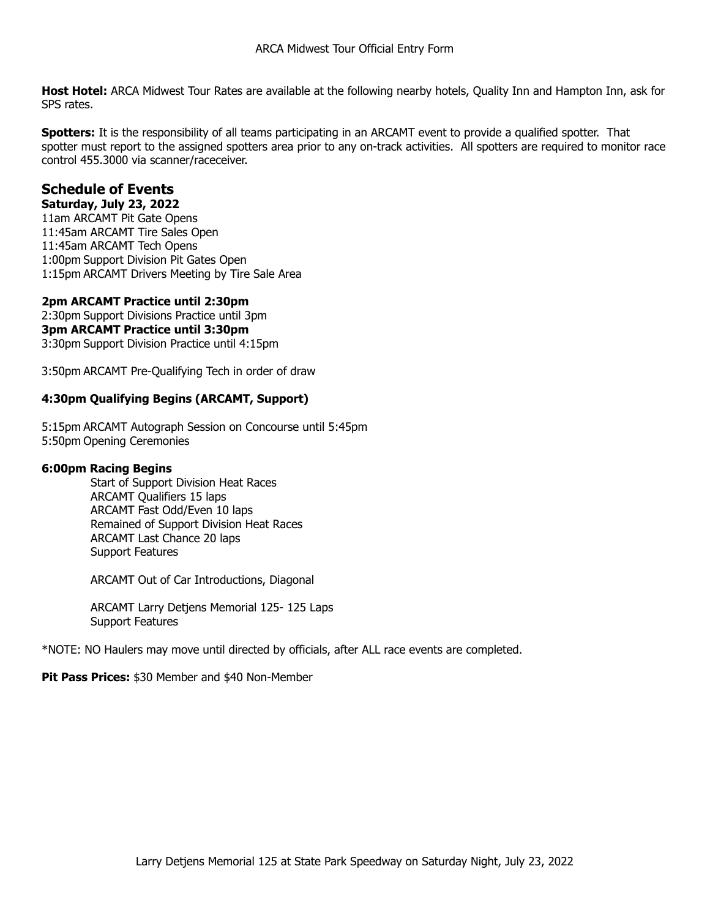**Host Hotel:** ARCA Midwest Tour Rates are available at the following nearby hotels, Quality Inn and Hampton Inn, ask for SPS rates.

**Spotters:** It is the responsibility of all teams participating in an ARCAMT event to provide a qualified spotter. That spotter must report to the assigned spotters area prior to any on-track activities. All spotters are required to monitor race control 455.3000 via scanner/raceceiver.

## Schedule of Events

**Saturday, July 23, 2022**

11am ARCAMT Pit Gate Opens
11:45am ARCAMT Tire Sales Open
11:45am ARCAMT Tech Opens
1:00pm Support Division Pit Gates Open
1:15pm ARCAMT Drivers Meeting by Tire Sale Area

**2pm ARCAMT Practice until 2:30pm**
2:30pm Support Divisions Practice until 3pm
**3pm ARCAMT Practice until 3:30pm**
3:30pm Support Division Practice until 4:15pm

3:50pm ARCAMT Pre-Qualifying Tech in order of draw

**4:30pm Qualifying Begins (ARCAMT, Support)**

5:15pm ARCAMT Autograph Session on Concourse until 5:45pm
5:50pm Opening Ceremonies

**6:00pm Racing Begins**

Start of Support Division Heat Races
ARCAMT Qualifiers 15 laps
ARCAMT Fast Odd/Even 10 laps
Remained of Support Division Heat Races
ARCAMT Last Chance 20 laps
Support Features

ARCAMT Out of Car Introductions, Diagonal

ARCAMT Larry Detjens Memorial 125- 125 Laps
Support Features

*NOTE: NO Haulers may move until directed by officials, after ALL race events are completed.

**Pit Pass Prices:** $30 Member and $40 Non-Member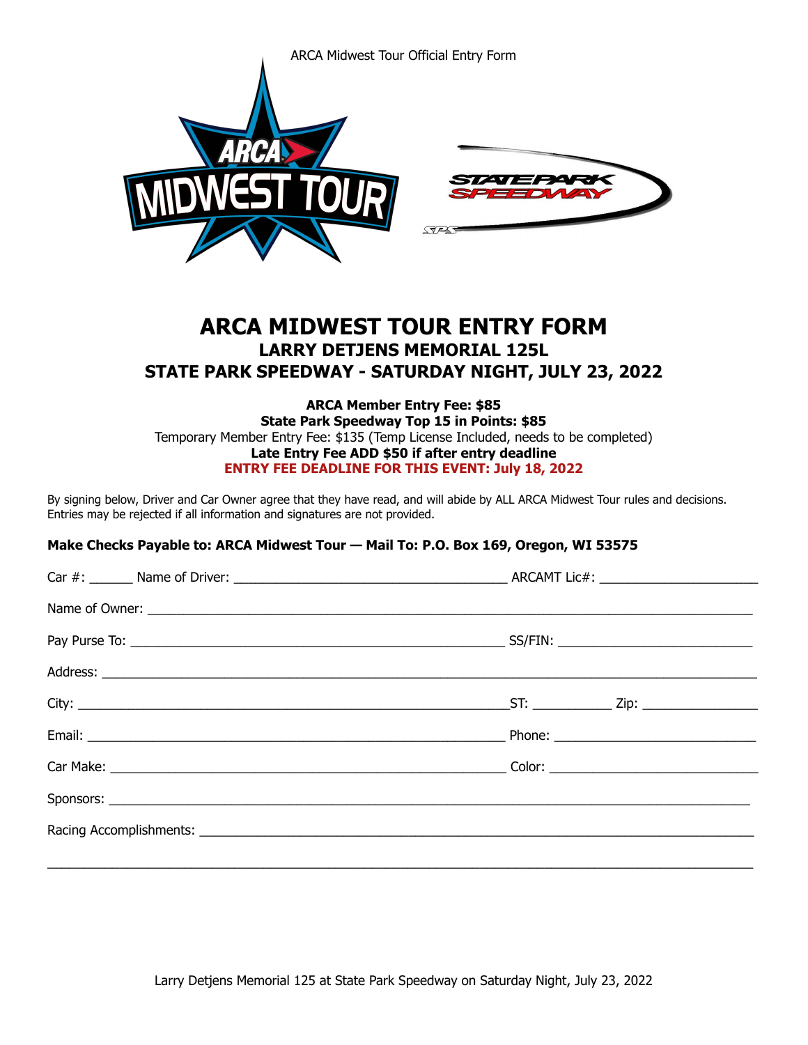ARCA Midwest Tour Official Entry Form

# ARCA MIDWEST TOUR ENTRY FORM

## LARRY DETJENS MEMORIAL 125L

## STATE PARK SPEEDWAY - SATURDAY NIGHT, JULY 23, 2022

**ARCA Member Entry Fee: $85**
**State Park Speedway Top 15 in Points: $85**
Temporary Member Entry Fee: $135 (Temp License Included, needs to be completed)
**Late Entry Fee ADD $50 if after entry deadline**
**ENTRY FEE DEADLINE FOR THIS EVENT: July 18, 2022**

By signing below, Driver and Car Owner agree that they have read, and will abide by ALL ARCA Midwest Tour rules and decisions. Entries may be rejected if all information and signatures are not provided.

**Make Checks Payable to: ARCA Midwest Tour — Mail To: P.O. Box 169, Oregon, WI 53575**

Car #: ______ Name of Driver: ____________________________________ ARCAMT Lic#: ____________________

Name of Owner: ________________________________________________________________________________

Pay Purse To: __________________________________________________ SS/FIN: _________________________

Address: _______________________________________________________________________________________

City: _________________________________________________________ ST: __________ Zip: _______________

Email: _______________________________________________________ Phone: ___________________________

Car Make: ____________________________________________________ Color: ___________________________

Sponsors: ______________________________________________________________________________________

Racing Accomplishments: __________________________________________________________________________

_______________________________________________________________________________________________

Larry Detjens Memorial 125 at State Park Speedway on Saturday Night, July 23, 2022